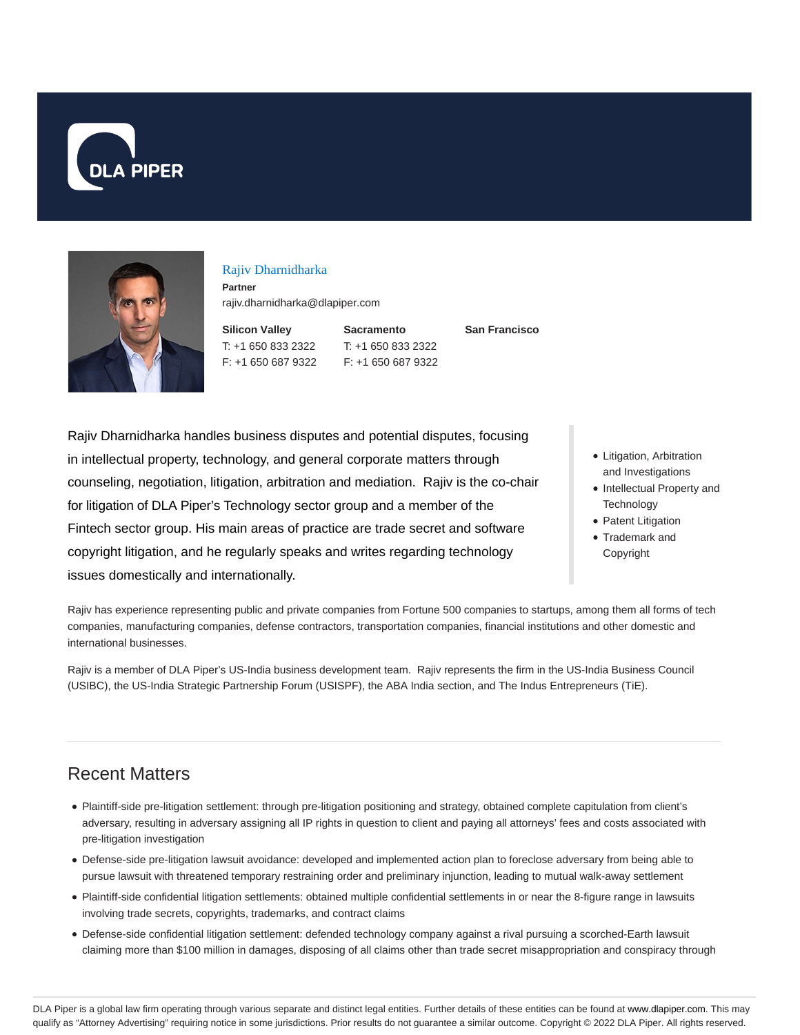# Rajiv Dharnidharka

**Partner**

rajiv.dharnidharka@dlapiper.com

**Silicon Valley**
T: +1 650 833 2322
F: +1 650 687 9322

**Sacramento**
T: +1 650 833 2322
F: +1 650 687 9322

**San Francisco**

Rajiv Dharnidharka handles business disputes and potential disputes, focusing in intellectual property, technology, and general corporate matters through counseling, negotiation, litigation, arbitration and mediation. Rajiv is the co-chair for litigation of DLA Piper's Technology sector group and a member of the Fintech sector group. His main areas of practice are trade secret and software copyright litigation, and he regularly speaks and writes regarding technology issues domestically and internationally.

- Litigation, Arbitration and Investigations
- Intellectual Property and Technology
- Patent Litigation
- Trademark and Copyright

Rajiv has experience representing public and private companies from Fortune 500 companies to startups, among them all forms of tech companies, manufacturing companies, defense contractors, transportation companies, financial institutions and other domestic and international businesses.

Rajiv is a member of DLA Piper's US-India business development team. Rajiv represents the firm in the US-India Business Council (USIBC), the US-India Strategic Partnership Forum (USISPF), the ABA India section, and The Indus Entrepreneurs (TiE).

## Recent Matters

- Plaintiff-side pre-litigation settlement: through pre-litigation positioning and strategy, obtained complete capitulation from client's adversary, resulting in adversary assigning all IP rights in question to client and paying all attorneys' fees and costs associated with pre-litigation investigation
- Defense-side pre-litigation lawsuit avoidance: developed and implemented action plan to foreclose adversary from being able to pursue lawsuit with threatened temporary restraining order and preliminary injunction, leading to mutual walk-away settlement
- Plaintiff-side confidential litigation settlements: obtained multiple confidential settlements in or near the 8-figure range in lawsuits involving trade secrets, copyrights, trademarks, and contract claims
- Defense-side confidential litigation settlement: defended technology company against a rival pursuing a scorched-Earth lawsuit claiming more than $100 million in damages, disposing of all claims other than trade secret misappropriation and conspiracy through

DLA Piper is a global law firm operating through various separate and distinct legal entities. Further details of these entities can be found at www.dlapiper.com. This may qualify as "Attorney Advertising" requiring notice in some jurisdictions. Prior results do not guarantee a similar outcome. Copyright © 2022 DLA Piper. All rights reserved.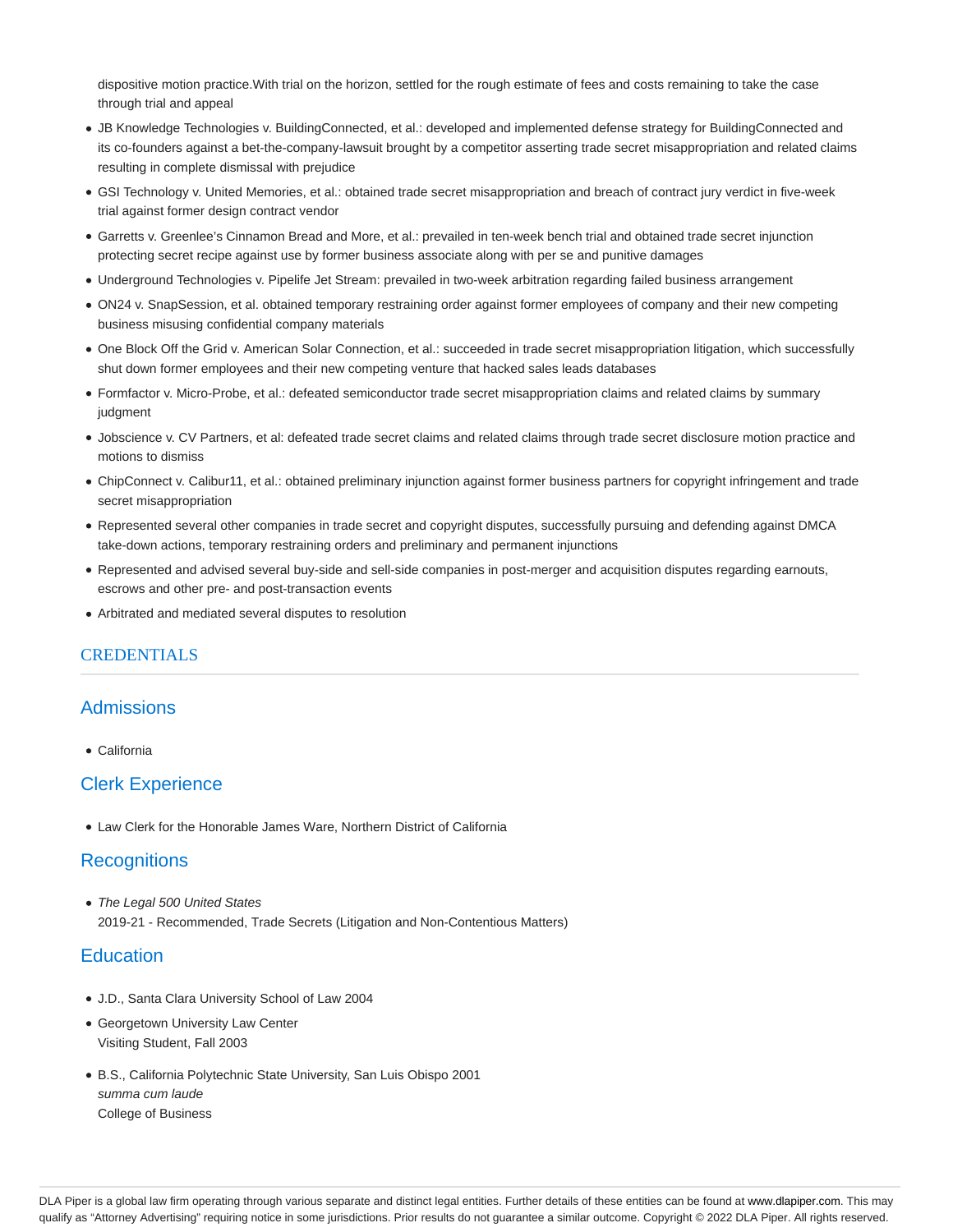dispositive motion practice.With trial on the horizon, settled for the rough estimate of fees and costs remaining to take the case through trial and appeal

- JB Knowledge Technologies v. BuildingConnected, et al.: developed and implemented defense strategy for BuildingConnected and its co-founders against a bet-the-company-lawsuit brought by a competitor asserting trade secret misappropriation and related claims resulting in complete dismissal with prejudice
- GSI Technology v. United Memories, et al.: obtained trade secret misappropriation and breach of contract jury verdict in five-week trial against former design contract vendor
- Garretts v. Greenlee's Cinnamon Bread and More, et al.: prevailed in ten-week bench trial and obtained trade secret injunction protecting secret recipe against use by former business associate along with per se and punitive damages
- Underground Technologies v. Pipelife Jet Stream: prevailed in two-week arbitration regarding failed business arrangement
- ON24 v. SnapSession, et al. obtained temporary restraining order against former employees of company and their new competing business misusing confidential company materials
- One Block Off the Grid v. American Solar Connection, et al.: succeeded in trade secret misappropriation litigation, which successfully shut down former employees and their new competing venture that hacked sales leads databases
- Formfactor v. Micro-Probe, et al.: defeated semiconductor trade secret misappropriation claims and related claims by summary judgment
- Jobscience v. CV Partners, et al: defeated trade secret claims and related claims through trade secret disclosure motion practice and motions to dismiss
- ChipConnect v. Calibur11, et al.: obtained preliminary injunction against former business partners for copyright infringement and trade secret misappropriation
- Represented several other companies in trade secret and copyright disputes, successfully pursuing and defending against DMCA take-down actions, temporary restraining orders and preliminary and permanent injunctions
- Represented and advised several buy-side and sell-side companies in post-merger and acquisition disputes regarding earnouts, escrows and other pre- and post-transaction events
- Arbitrated and mediated several disputes to resolution

## CREDENTIALS

### Admissions

- California

### Clerk Experience

- Law Clerk for the Honorable James Ware, Northern District of California

### Recognitions

- *The Legal 500 United States*
  2019-21 - Recommended, Trade Secrets (Litigation and Non-Contentious Matters)

### Education

- J.D., Santa Clara University School of Law 2004
- Georgetown University Law Center
  Visiting Student, Fall 2003
- B.S., California Polytechnic State University, San Luis Obispo 2001
  *summa cum laude*
  College of Business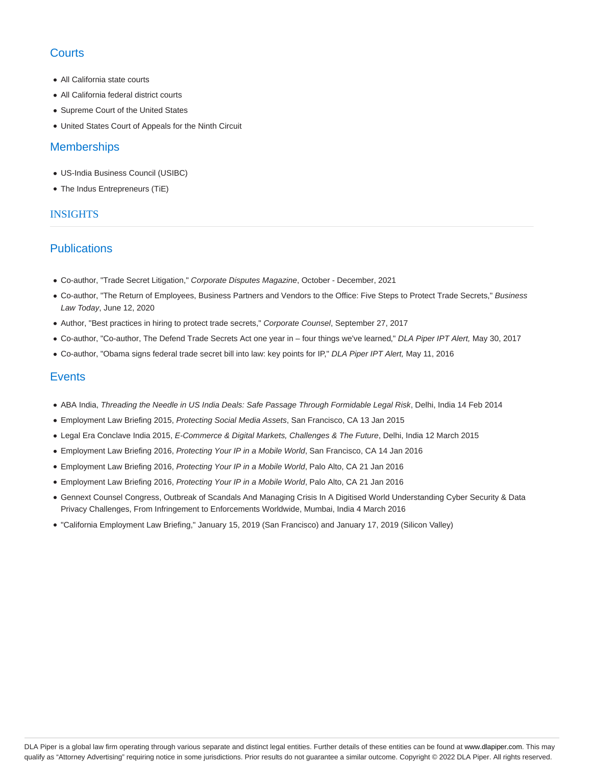## Courts

- All California state courts
- All California federal district courts
- Supreme Court of the United States
- United States Court of Appeals for the Ninth Circuit

## Memberships

- US-India Business Council (USIBC)
- The Indus Entrepreneurs (TiE)

# INSIGHTS

## Publications

- Co-author, "Trade Secret Litigation," *Corporate Disputes Magazine*, October - December, 2021
- Co-author, "The Return of Employees, Business Partners and Vendors to the Office: Five Steps to Protect Trade Secrets," *Business Law Today*, June 12, 2020
- Author, "Best practices in hiring to protect trade secrets," *Corporate Counsel*, September 27, 2017
- Co-author, "Co-author, The Defend Trade Secrets Act one year in – four things we've learned," *DLA Piper IPT Alert,* May 30, 2017
- Co-author, "Obama signs federal trade secret bill into law: key points for IP," *DLA Piper IPT Alert,* May 11, 2016

## Events

- ABA India, *Threading the Needle in US India Deals: Safe Passage Through Formidable Legal Risk*, Delhi, India 14 Feb 2014
- Employment Law Briefing 2015, *Protecting Social Media Assets*, San Francisco, CA 13 Jan 2015
- Legal Era Conclave India 2015, *E-Commerce & Digital Markets, Challenges & The Future*, Delhi, India 12 March 2015
- Employment Law Briefing 2016, *Protecting Your IP in a Mobile World*, San Francisco, CA 14 Jan 2016
- Employment Law Briefing 2016, *Protecting Your IP in a Mobile World*, Palo Alto, CA 21 Jan 2016
- Employment Law Briefing 2016, *Protecting Your IP in a Mobile World*, Palo Alto, CA 21 Jan 2016
- Gennext Counsel Congress, Outbreak of Scandals And Managing Crisis In A Digitised World Understanding Cyber Security & Data Privacy Challenges, From Infringement to Enforcements Worldwide, Mumbai, India 4 March 2016
- "California Employment Law Briefing," January 15, 2019 (San Francisco) and January 17, 2019 (Silicon Valley)

DLA Piper is a global law firm operating through various separate and distinct legal entities. Further details of these entities can be found at www.dlapiper.com. This may qualify as "Attorney Advertising" requiring notice in some jurisdictions. Prior results do not guarantee a similar outcome. Copyright © 2022 DLA Piper. All rights reserved.